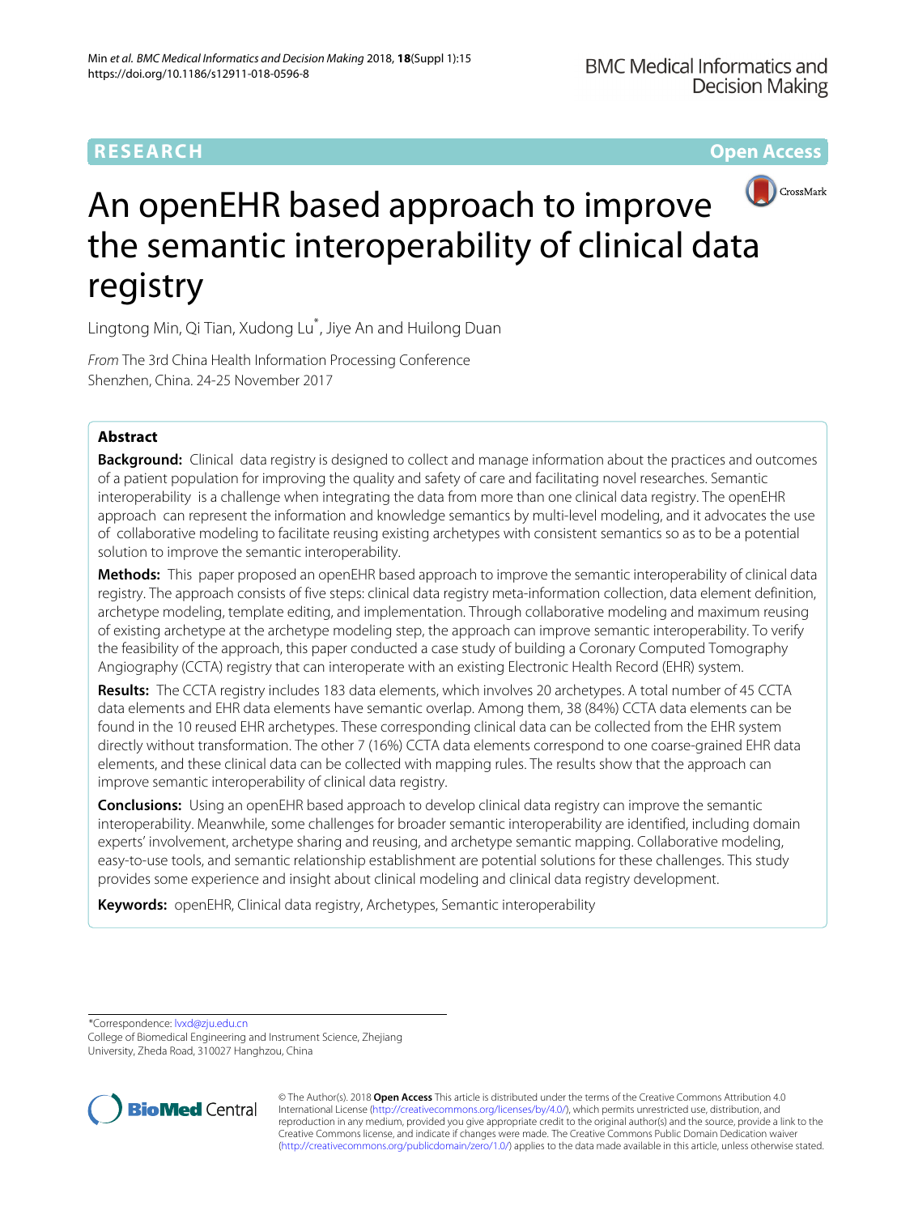RESEARCH

Open Access

# An openEHR based approach to improve the semantic interoperability of clinical data registry

Lingtong Min, Qi Tian, Xudong Lu*, Jiye An and Huilong Duan

*From* The 3rd China Health Information Processing Conference
Shenzhen, China. 24-25 November 2017

## Abstract

**Background:** Clinical data registry is designed to collect and manage information about the practices and outcomes of a patient population for improving the quality and safety of care and facilitating novel researches. Semantic interoperability is a challenge when integrating the data from more than one clinical data registry. The openEHR approach can represent the information and knowledge semantics by multi-level modeling, and it advocates the use of collaborative modeling to facilitate reusing existing archetypes with consistent semantics so as to be a potential solution to improve the semantic interoperability.

**Methods:** This paper proposed an openEHR based approach to improve the semantic interoperability of clinical data registry. The approach consists of five steps: clinical data registry meta-information collection, data element definition, archetype modeling, template editing, and implementation. Through collaborative modeling and maximum reusing of existing archetype at the archetype modeling step, the approach can improve semantic interoperability. To verify the feasibility of the approach, this paper conducted a case study of building a Coronary Computed Tomography Angiography (CCTA) registry that can interoperate with an existing Electronic Health Record (EHR) system.

**Results:** The CCTA registry includes 183 data elements, which involves 20 archetypes. A total number of 45 CCTA data elements and EHR data elements have semantic overlap. Among them, 38 (84%) CCTA data elements can be found in the 10 reused EHR archetypes. These corresponding clinical data can be collected from the EHR system directly without transformation. The other 7 (16%) CCTA data elements correspond to one coarse-grained EHR data elements, and these clinical data can be collected with mapping rules. The results show that the approach can improve semantic interoperability of clinical data registry.

**Conclusions:** Using an openEHR based approach to develop clinical data registry can improve the semantic interoperability. Meanwhile, some challenges for broader semantic interoperability are identified, including domain experts' involvement, archetype sharing and reusing, and archetype semantic mapping. Collaborative modeling, easy-to-use tools, and semantic relationship establishment are potential solutions for these challenges. This study provides some experience and insight about clinical modeling and clinical data registry development.

**Keywords:** openEHR, Clinical data registry, Archetypes, Semantic interoperability

*Correspondence: lvxd@zju.edu.cn
College of Biomedical Engineering and Instrument Science, Zhejiang University, Zheda Road, 310027 Hanghzou, China

© The Author(s). 2018 **Open Access** This article is distributed under the terms of the Creative Commons Attribution 4.0 International License (http://creativecommons.org/licenses/by/4.0/), which permits unrestricted use, distribution, and reproduction in any medium, provided you give appropriate credit to the original author(s) and the source, provide a link to the Creative Commons license, and indicate if changes were made. The Creative Commons Public Domain Dedication waiver (http://creativecommons.org/publicdomain/zero/1.0/) applies to the data made available in this article, unless otherwise stated.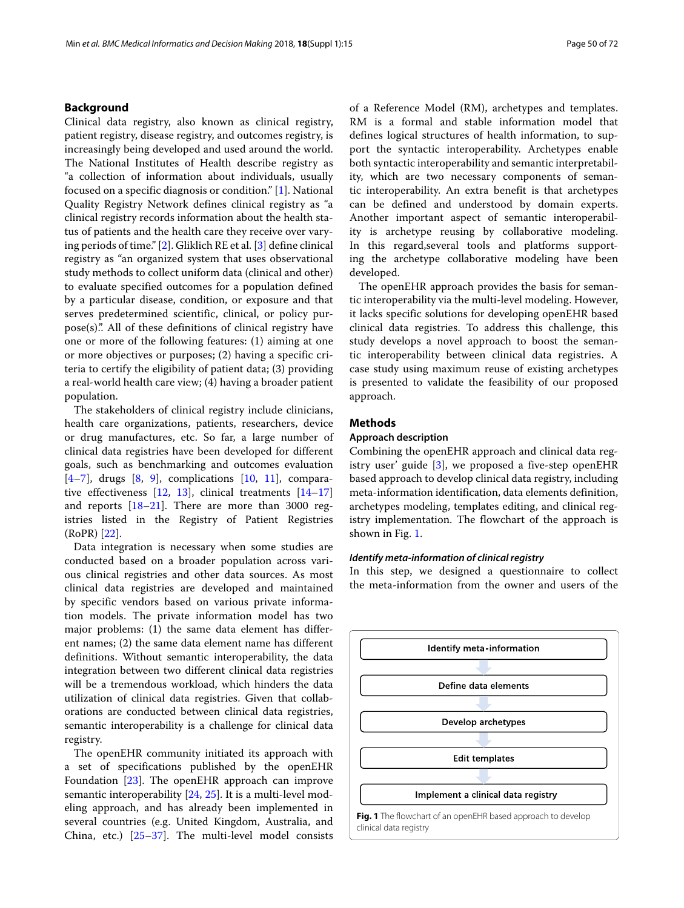## Background

Clinical data registry, also known as clinical registry, patient registry, disease registry, and outcomes registry, is increasingly being developed and used around the world. The National Institutes of Health describe registry as "a collection of information about individuals, usually focused on a specific diagnosis or condition." [1]. National Quality Registry Network defines clinical registry as "a clinical registry records information about the health status of patients and the health care they receive over varying periods of time." [2]. Gliklich RE et al. [3] define clinical registry as "an organized system that uses observational study methods to collect uniform data (clinical and other) to evaluate specified outcomes for a population defined by a particular disease, condition, or exposure and that serves predetermined scientific, clinical, or policy purpose(s).". All of these definitions of clinical registry have one or more of the following features: (1) aiming at one or more objectives or purposes; (2) having a specific criteria to certify the eligibility of patient data; (3) providing a real-world health care view; (4) having a broader patient population.

The stakeholders of clinical registry include clinicians, health care organizations, patients, researchers, device or drug manufactures, etc. So far, a large number of clinical data registries have been developed for different goals, such as benchmarking and outcomes evaluation [4–7], drugs [8, 9], complications [10, 11], comparative effectiveness [12, 13], clinical treatments [14–17] and reports [18–21]. There are more than 3000 registries listed in the Registry of Patient Registries (RoPR) [22].

Data integration is necessary when some studies are conducted based on a broader population across various clinical registries and other data sources. As most clinical data registries are developed and maintained by specific vendors based on various private information models. The private information model has two major problems: (1) the same data element has different names; (2) the same data element name has different definitions. Without semantic interoperability, the data integration between two different clinical data registries will be a tremendous workload, which hinders the data utilization of clinical data registries. Given that collaborations are conducted between clinical data registries, semantic interoperability is a challenge for clinical data registry.

The openEHR community initiated its approach with a set of specifications published by the openEHR Foundation [23]. The openEHR approach can improve semantic interoperability [24, 25]. It is a multi-level modeling approach, and has already been implemented in several countries (e.g. United Kingdom, Australia, and China, etc.) [25–37]. The multi-level model consists of a Reference Model (RM), archetypes and templates. RM is a formal and stable information model that defines logical structures of health information, to support the syntactic interoperability. Archetypes enable both syntactic interoperability and semantic interpretability, which are two necessary components of semantic interoperability. An extra benefit is that archetypes can be defined and understood by domain experts. Another important aspect of semantic interoperability is archetype reusing by collaborative modeling. In this regard,several tools and platforms supporting the archetype collaborative modeling have been developed.

The openEHR approach provides the basis for semantic interoperability via the multi-level modeling. However, it lacks specific solutions for developing openEHR based clinical data registries. To address this challenge, this study develops a novel approach to boost the semantic interoperability between clinical data registries. A case study using maximum reuse of existing archetypes is presented to validate the feasibility of our proposed approach.

## Methods

### Approach description

Combining the openEHR approach and clinical data registry user' guide [3], we proposed a five-step openEHR based approach to develop clinical data registry, including meta-information identification, data elements definition, archetypes modeling, templates editing, and clinical registry implementation. The flowchart of the approach is shown in Fig. 1.

Identify meta-information → Define data elements → Develop archetypes → Edit templates → Implement a clinical data registry

**Fig. 1** The flowchart of an openEHR based approach to develop clinical data registry

#### *Identify meta-information of clinical registry*

In this step, we designed a questionnaire to collect the meta-information from the owner and users of the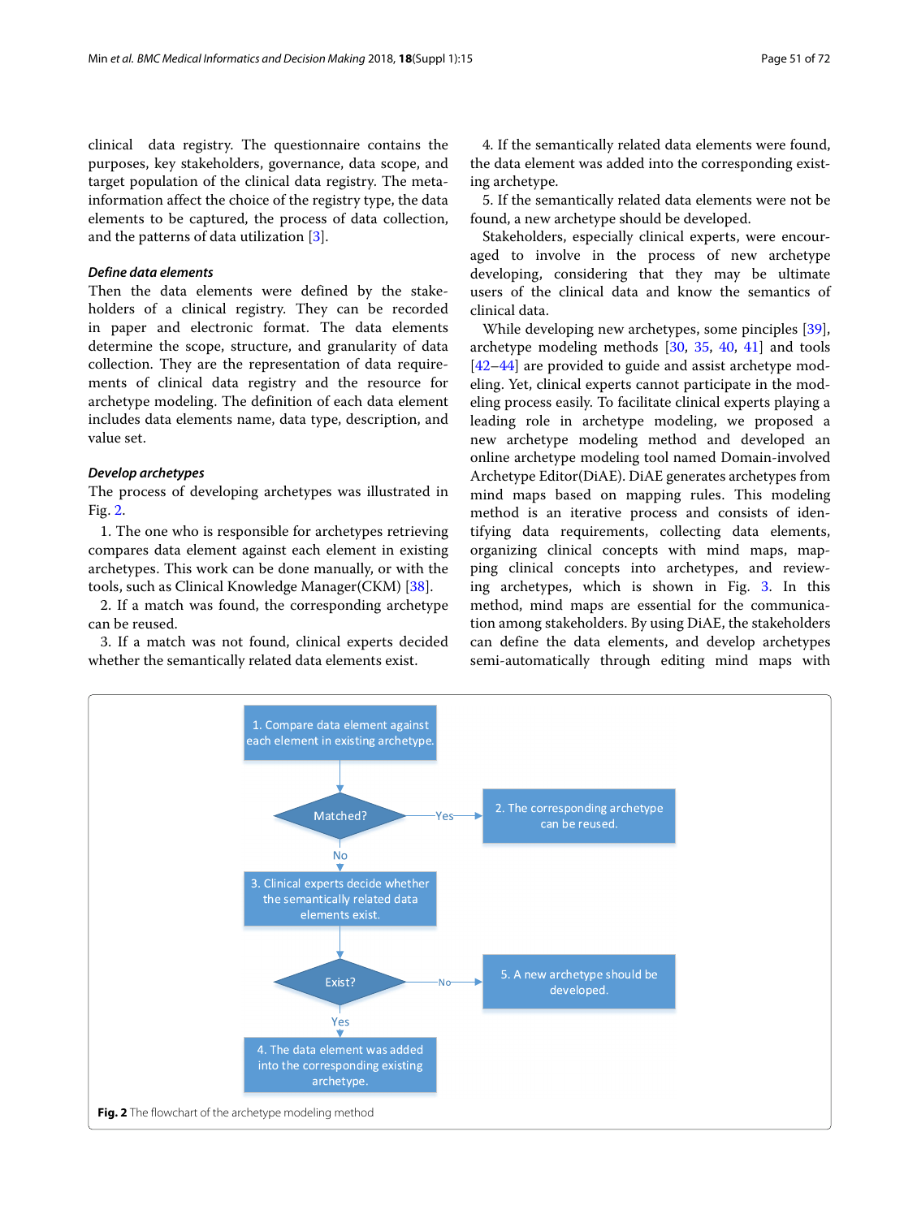clinical data registry. The questionnaire contains the purposes, key stakeholders, governance, data scope, and target population of the clinical data registry. The meta-information affect the choice of the registry type, the data elements to be captured, the process of data collection, and the patterns of data utilization [3].

#### *Define data elements*

Then the data elements were defined by the stakeholders of a clinical registry. They can be recorded in paper and electronic format. The data elements determine the scope, structure, and granularity of data collection. They are the representation of data requirements of clinical data registry and the resource for archetype modeling. The definition of each data element includes data elements name, data type, description, and value set.

#### *Develop archetypes*

The process of developing archetypes was illustrated in Fig. 2.

1. The one who is responsible for archetypes retrieving compares data element against each element in existing archetypes. This work can be done manually, or with the tools, such as Clinical Knowledge Manager(CKM) [38].

2. If a match was found, the corresponding archetype can be reused.

3. If a match was not found, clinical experts decided whether the semantically related data elements exist.

4. If the semantically related data elements were found, the data element was added into the corresponding existing archetype.

5. If the semantically related data elements were not be found, a new archetype should be developed.

Stakeholders, especially clinical experts, were encouraged to involve in the process of new archetype developing, considering that they may be ultimate users of the clinical data and know the semantics of clinical data.

While developing new archetypes, some principles [39], archetype modeling methods [30, 35, 40, 41] and tools [42–44] are provided to guide and assist archetype modeling. Yet, clinical experts cannot participate in the modeling process easily. To facilitate clinical experts playing a leading role in archetype modeling, we proposed a new archetype modeling method and developed an online archetype modeling tool named Domain-involved Archetype Editor(DiAE). DiAE generates archetypes from mind maps based on mapping rules. This modeling method is an iterative process and consists of identifying data requirements, collecting data elements, organizing clinical concepts with mind maps, mapping clinical concepts into archetypes, and reviewing archetypes, which is shown in Fig. 3. In this method, mind maps are essential for the communication among stakeholders. By using DiAE, the stakeholders can define the data elements, and develop archetypes semi-automatically through editing mind maps with

```
1. Compare data element against each element in existing archetype.
        |
    Matched? --Yes--> 2. The corresponding archetype can be reused.
        | No
3. Clinical experts decide whether the semantically related data elements exist.
        |
     Exist? --No--> 5. A new archetype should be developed.
        | Yes
4. The data element was added into the corresponding existing archetype.
```

**Fig. 2** The flowchart of the archetype modeling method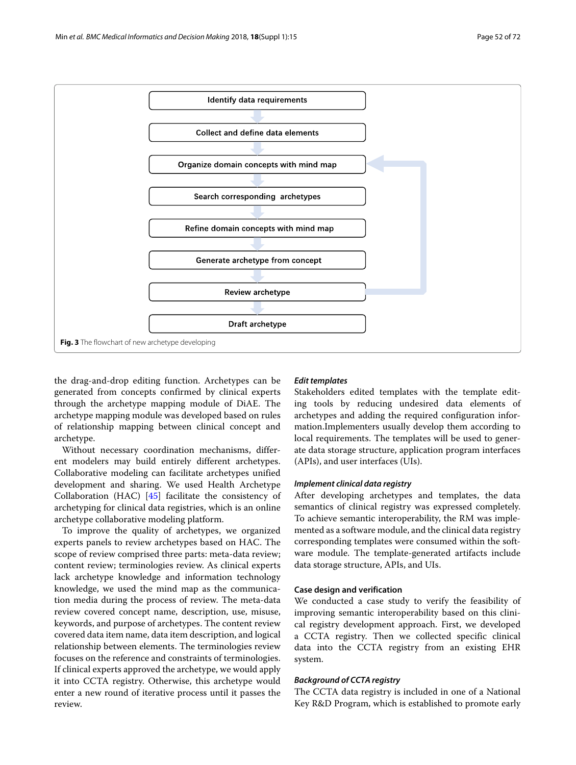Identify data requirements

Collect and define data elements

Organize domain concepts with mind map

Search corresponding archetypes

Refine domain concepts with mind map

Generate archetype from concept

Review archetype

Draft archetype

**Fig. 3** The flowchart of new archetype developing

the drag-and-drop editing function. Archetypes can be generated from concepts confirmed by clinical experts through the archetype mapping module of DiAE. The archetype mapping module was developed based on rules of relationship mapping between clinical concept and archetype.

Without necessary coordination mechanisms, different modelers may build entirely different archetypes. Collaborative modeling can facilitate archetypes unified development and sharing. We used Health Archetype Collaboration (HAC) [45] facilitate the consistency of archetyping for clinical data registries, which is an online archetype collaborative modeling platform.

To improve the quality of archetypes, we organized experts panels to review archetypes based on HAC. The scope of review comprised three parts: meta-data review; content review; terminologies review. As clinical experts lack archetype knowledge and information technology knowledge, we used the mind map as the communication media during the process of review. The meta-data review covered concept name, description, use, misuse, keywords, and purpose of archetypes. The content review covered data item name, data item description, and logical relationship between elements. The terminologies review focuses on the reference and constraints of terminologies. If clinical experts approved the archetype, we would apply it into CCTA registry. Otherwise, this archetype would enter a new round of iterative process until it passes the review.

#### *Edit templates*

Stakeholders edited templates with the template editing tools by reducing undesired data elements of archetypes and adding the required configuration information.Implementers usually develop them according to local requirements. The templates will be used to generate data storage structure, application program interfaces (APIs), and user interfaces (UIs).

#### *Implement clinical data registry*

After developing archetypes and templates, the data semantics of clinical registry was expressed completely. To achieve semantic interoperability, the RM was implemented as a software module, and the clinical data registry corresponding templates were consumed within the software module. The template-generated artifacts include data storage structure, APIs, and UIs.

### Case design and verification

We conducted a case study to verify the feasibility of improving semantic interoperability based on this clinical registry development approach. First, we developed a CCTA registry. Then we collected specific clinical data into the CCTA registry from an existing EHR system.

#### *Background of CCTA registry*

The CCTA data registry is included in one of a National Key R&D Program, which is established to promote early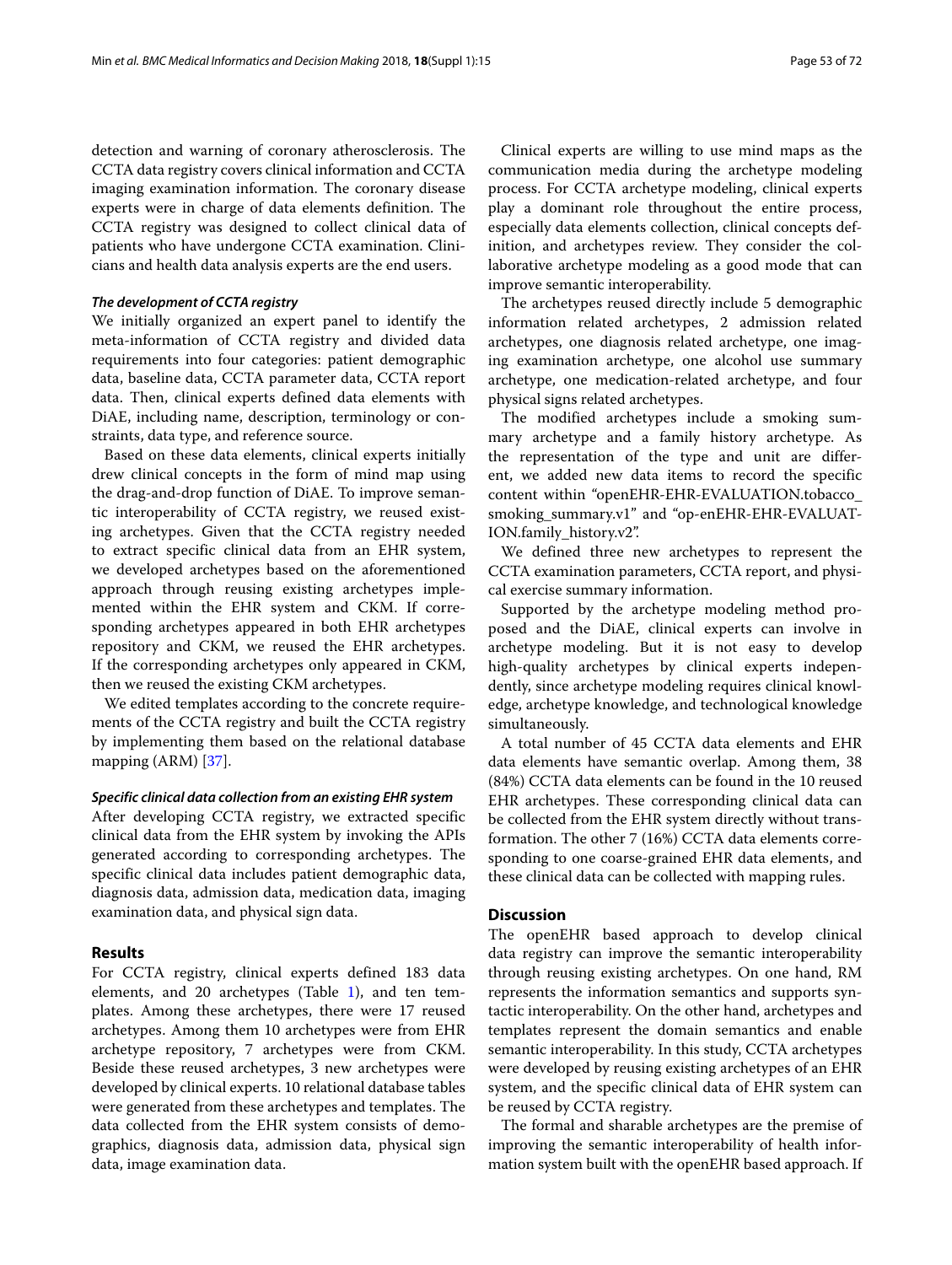detection and warning of coronary atherosclerosis. The CCTA data registry covers clinical information and CCTA imaging examination information. The coronary disease experts were in charge of data elements definition. The CCTA registry was designed to collect clinical data of patients who have undergone CCTA examination. Clinicians and health data analysis experts are the end users.

#### *The development of CCTA registry*

We initially organized an expert panel to identify the meta-information of CCTA registry and divided data requirements into four categories: patient demographic data, baseline data, CCTA parameter data, CCTA report data. Then, clinical experts defined data elements with DiAE, including name, description, terminology or constraints, data type, and reference source.

Based on these data elements, clinical experts initially drew clinical concepts in the form of mind map using the drag-and-drop function of DiAE. To improve semantic interoperability of CCTA registry, we reused existing archetypes. Given that the CCTA registry needed to extract specific clinical data from an EHR system, we developed archetypes based on the aforementioned approach through reusing existing archetypes implemented within the EHR system and CKM. If corresponding archetypes appeared in both EHR archetypes repository and CKM, we reused the EHR archetypes. If the corresponding archetypes only appeared in CKM, then we reused the existing CKM archetypes.

We edited templates according to the concrete requirements of the CCTA registry and built the CCTA registry by implementing them based on the relational database mapping (ARM) [37].

#### *Specific clinical data collection from an existing EHR system*

After developing CCTA registry, we extracted specific clinical data from the EHR system by invoking the APIs generated according to corresponding archetypes. The specific clinical data includes patient demographic data, diagnosis data, admission data, medication data, imaging examination data, and physical sign data.

## Results

For CCTA registry, clinical experts defined 183 data elements, and 20 archetypes (Table 1), and ten templates. Among these archetypes, there were 17 reused archetypes. Among them 10 archetypes were from EHR archetype repository, 7 archetypes were from CKM. Beside these reused archetypes, 3 new archetypes were developed by clinical experts. 10 relational database tables were generated from these archetypes and templates. The data collected from the EHR system consists of demographics, diagnosis data, admission data, physical sign data, image examination data.

Clinical experts are willing to use mind maps as the communication media during the archetype modeling process. For CCTA archetype modeling, clinical experts play a dominant role throughout the entire process, especially data elements collection, clinical concepts definition, and archetypes review. They consider the collaborative archetype modeling as a good mode that can improve semantic interoperability.

The archetypes reused directly include 5 demographic information related archetypes, 2 admission related archetypes, one diagnosis related archetype, one imaging examination archetype, one alcohol use summary archetype, one medication-related archetype, and four physical signs related archetypes.

The modified archetypes include a smoking summary archetype and a family history archetype. As the representation of the type and unit are different, we added new data items to record the specific content within "openEHR-EHR-EVALUATION.tobacco_smoking_summary.v1" and "op-enEHR-EHR-EVALUATION.family_history.v2".

We defined three new archetypes to represent the CCTA examination parameters, CCTA report, and physical exercise summary information.

Supported by the archetype modeling method proposed and the DiAE, clinical experts can involve in archetype modeling. But it is not easy to develop high-quality archetypes by clinical experts independently, since archetype modeling requires clinical knowledge, archetype knowledge, and technological knowledge simultaneously.

A total number of 45 CCTA data elements and EHR data elements have semantic overlap. Among them, 38 (84%) CCTA data elements can be found in the 10 reused EHR archetypes. These corresponding clinical data can be collected from the EHR system directly without transformation. The other 7 (16%) CCTA data elements corresponding to one coarse-grained EHR data elements, and these clinical data can be collected with mapping rules.

## Discussion

The openEHR based approach to develop clinical data registry can improve the semantic interoperability through reusing existing archetypes. On one hand, RM represents the information semantics and supports syntactic interoperability. On the other hand, archetypes and templates represent the domain semantics and enable semantic interoperability. In this study, CCTA archetypes were developed by reusing existing archetypes of an EHR system, and the specific clinical data of EHR system can be reused by CCTA registry.

The formal and sharable archetypes are the premise of improving the semantic interoperability of health information system built with the openEHR based approach. If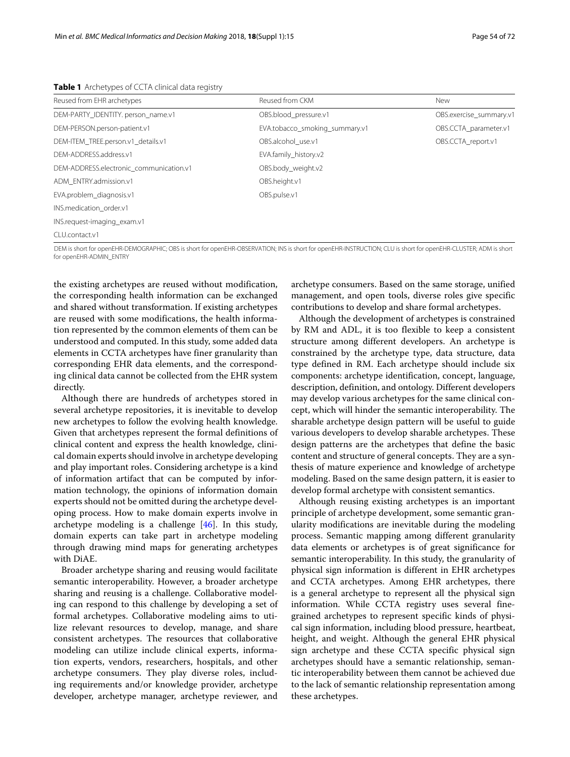**Table 1** Archetypes of CCTA clinical data registry

| Reused from EHR archetypes | Reused from CKM | New |
| --- | --- | --- |
| DEM-PARTY_IDENTITY. person_name.v1 | OBS.blood_pressure.v1 | OBS.exercise_summary.v1 |
| DEM-PERSON.person-patient.v1 | EVA.tobacco_smoking_summary.v1 | OBS.CCTA_parameter.v1 |
| DEM-ITEM_TREE.person.v1_details.v1 | OBS.alcohol_use.v1 | OBS.CCTA_report.v1 |
| DEM-ADDRESS.address.v1 | EVA.family_history.v2 | |
| DEM-ADDRESS.electronic_communication.v1 | OBS.body_weight.v2 | |
| ADM_ENTRY.admission.v1 | OBS.height.v1 | |
| EVA.problem_diagnosis.v1 | OBS.pulse.v1 | |
| INS.medication_order.v1 | | |
| INS.request-imaging_exam.v1 | | |
| CLU.contact.v1 | | |

DEM is short for openEHR-DEMOGRAPHIC; OBS is short for openEHR-OBSERVATION; INS is short for openEHR-INSTRUCTION; CLU is short for openEHR-CLUSTER; ADM is short for openEHR-ADMIN_ENTRY

the existing archetypes are reused without modification, the corresponding health information can be exchanged and shared without transformation. If existing archetypes are reused with some modifications, the health information represented by the common elements of them can be understood and computed. In this study, some added data elements in CCTA archetypes have finer granularity than corresponding EHR data elements, and the corresponding clinical data cannot be collected from the EHR system directly.

Although there are hundreds of archetypes stored in several archetype repositories, it is inevitable to develop new archetypes to follow the evolving health knowledge. Given that archetypes represent the formal definitions of clinical content and express the health knowledge, clinical domain experts should involve in archetype developing and play important roles. Considering archetype is a kind of information artifact that can be computed by information technology, the opinions of information domain experts should not be omitted during the archetype developing process. How to make domain experts involve in archetype modeling is a challenge [46]. In this study, domain experts can take part in archetype modeling through drawing mind maps for generating archetypes with DiAE.

Broader archetype sharing and reusing would facilitate semantic interoperability. However, a broader archetype sharing and reusing is a challenge. Collaborative modeling can respond to this challenge by developing a set of formal archetypes. Collaborative modeling aims to utilize relevant resources to develop, manage, and share consistent archetypes. The resources that collaborative modeling can utilize include clinical experts, information experts, vendors, researchers, hospitals, and other archetype consumers. They play diverse roles, including requirements and/or knowledge provider, archetype developer, archetype manager, archetype reviewer, and archetype consumers. Based on the same storage, unified management, and open tools, diverse roles give specific contributions to develop and share formal archetypes.

Although the development of archetypes is constrained by RM and ADL, it is too flexible to keep a consistent structure among different developers. An archetype is constrained by the archetype type, data structure, data type defined in RM. Each archetype should include six components: archetype identification, concept, language, description, definition, and ontology. Different developers may develop various archetypes for the same clinical concept, which will hinder the semantic interoperability. The sharable archetype design pattern will be useful to guide various developers to develop sharable archetypes. These design patterns are the archetypes that define the basic content and structure of general concepts. They are a synthesis of mature experience and knowledge of archetype modeling. Based on the same design pattern, it is easier to develop formal archetype with consistent semantics.

Although reusing existing archetypes is an important principle of archetype development, some semantic granularity modifications are inevitable during the modeling process. Semantic mapping among different granularity data elements or archetypes is of great significance for semantic interoperability. In this study, the granularity of physical sign information is different in EHR archetypes and CCTA archetypes. Among EHR archetypes, there is a general archetype to represent all the physical sign information. While CCTA registry uses several fine-grained archetypes to represent specific kinds of physical sign information, including blood pressure, heartbeat, height, and weight. Although the general EHR physical sign archetype and these CCTA specific physical sign archetypes should have a semantic relationship, semantic interoperability between them cannot be achieved due to the lack of semantic relationship representation among these archetypes.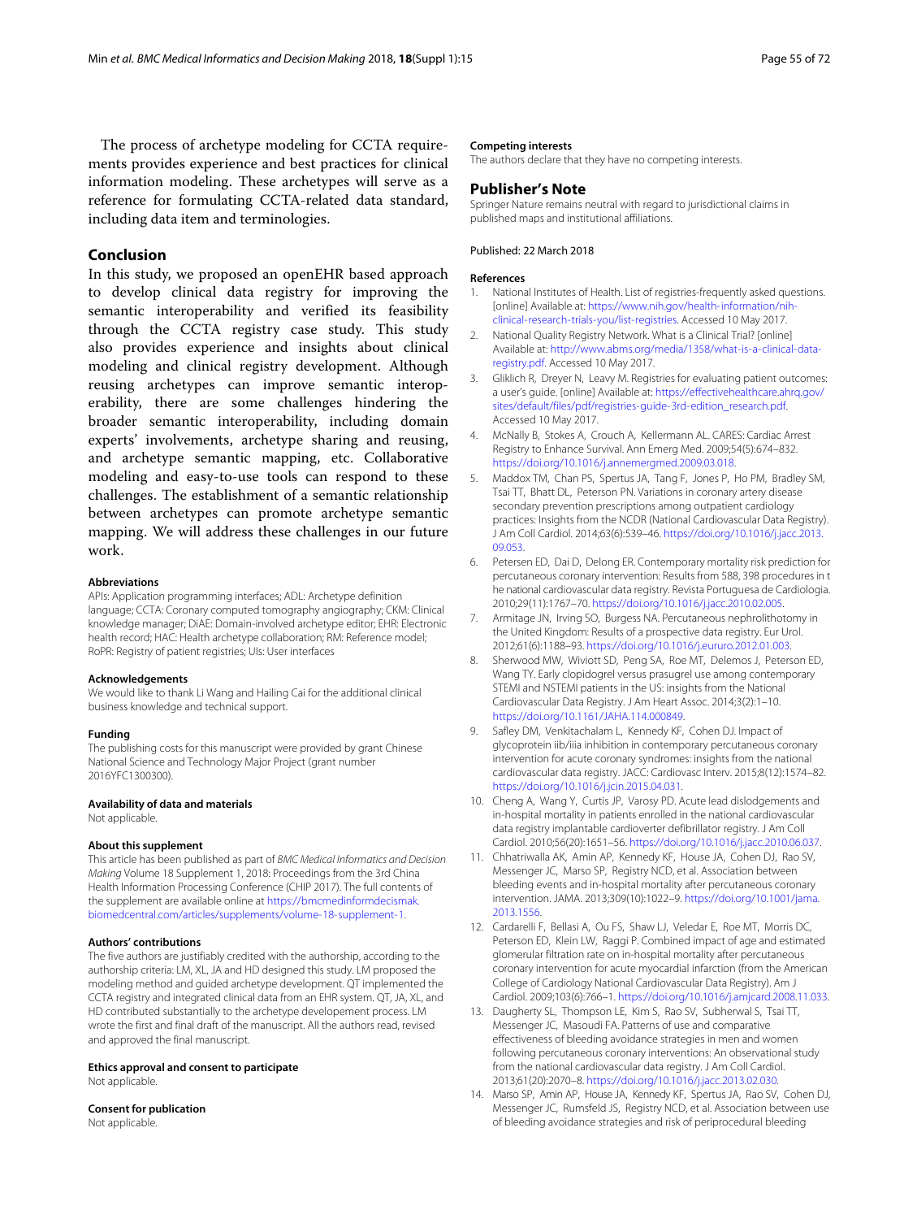The process of archetype modeling for CCTA requirements provides experience and best practices for clinical information modeling. These archetypes will serve as a reference for formulating CCTA-related data standard, including data item and terminologies.

## Conclusion

In this study, we proposed an openEHR based approach to develop clinical data registry for improving the semantic interoperability and verified its feasibility through the CCTA registry case study. This study also provides experience and insights about clinical modeling and clinical registry development. Although reusing archetypes can improve semantic interoperability, there are some challenges hindering the broader semantic interoperability, including domain experts' involvements, archetype sharing and reusing, and archetype semantic mapping, etc. Collaborative modeling and easy-to-use tools can respond to these challenges. The establishment of a semantic relationship between archetypes can promote archetype semantic mapping. We will address these challenges in our future work.

#### Abbreviations

APIs: Application programming interfaces; ADL: Archetype definition language; CCTA: Coronary computed tomography angiography; CKM: Clinical knowledge manager; DiAE: Domain-involved archetype editor; EHR: Electronic health record; HAC: Health archetype collaboration; RM: Reference model; RoPR: Registry of patient registries; UIs: User interfaces

#### Acknowledgements

We would like to thank Li Wang and Hailing Cai for the additional clinical business knowledge and technical support.

#### Funding

The publishing costs for this manuscript were provided by grant Chinese National Science and Technology Major Project (grant number 2016YFC1300300).

#### Availability of data and materials

Not applicable.

#### About this supplement

This article has been published as part of *BMC Medical Informatics and Decision Making* Volume 18 Supplement 1, 2018: Proceedings from the 3rd China Health Information Processing Conference (CHIP 2017). The full contents of the supplement are available online at https://bmcmedinformdecismak.biomedcentral.com/articles/supplements/volume-18-supplement-1.

#### Authors' contributions

The five authors are justifiably credited with the authorship, according to the authorship criteria: LM, XL, JA and HD designed this study. LM proposed the modeling method and guided archetype development. QT implemented the CCTA registry and integrated clinical data from an EHR system. QT, JA, XL, and HD contributed substantially to the archetype developement process. LM wrote the first and final draft of the manuscript. All the authors read, revised and approved the final manuscript.

#### Ethics approval and consent to participate

Not applicable.

#### Consent for publication

Not applicable.

#### Competing interests

The authors declare that they have no competing interests.

## Publisher's Note

Springer Nature remains neutral with regard to jurisdictional claims in published maps and institutional affiliations.

Published: 22 March 2018

#### References

1. National Institutes of Health. List of registries-frequently asked questions. [online] Available at: https://www.nih.gov/health-information/nih-clinical-research-trials-you/list-registries. Accessed 10 May 2017.
2. National Quality Registry Network. What is a Clinical Trial? [online] Available at: http://www.abms.org/media/1358/what-is-a-clinical-data-registry.pdf. Accessed 10 May 2017.
3. Gliklich R, Dreyer N, Leavy M. Registries for evaluating patient outcomes: a user's guide. [online] Available at: https://effectivehealthcare.ahrq.gov/sites/default/files/pdf/registries-guide-3rd-edition_research.pdf. Accessed 10 May 2017.
4. McNally B, Stokes A, Crouch A, Kellermann AL. CARES: Cardiac Arrest Registry to Enhance Survival. Ann Emerg Med. 2009;54(5):674–832. https://doi.org/10.1016/j.annemergmed.2009.03.018.
5. Maddox TM, Chan PS, Spertus JA, Tang F, Jones P, Ho PM, Bradley SM, Tsai TT, Bhatt DL, Peterson PN. Variations in coronary artery disease secondary prevention prescriptions among outpatient cardiology practices: Insights from the NCDR (National Cardiovascular Data Registry). J Am Coll Cardiol. 2014;63(6):539–46. https://doi.org/10.1016/j.jacc.2013.09.053.
6. Petersen ED, Dai D, Delong ER. Contemporary mortality risk prediction for percutaneous coronary intervention: Results from 588, 398 procedures in t he national cardiovascular data registry. Revista Portuguesa de Cardiologia. 2010;29(11):1767–70. https://doi.org/10.1016/j.jacc.2010.02.005.
7. Armitage JN, Irving SO, Burgess NA. Percutaneous nephrolithotomy in the United Kingdom: Results of a prospective data registry. Eur Urol. 2012;61(6):1188–93. https://doi.org/10.1016/j.eururo.2012.01.003.
8. Sherwood MW, Wiviott SD, Peng SA, Roe MT, Delemos J, Peterson ED, Wang TY. Early clopidogrel versus prasugrel use among contemporary STEMI and NSTEMI patients in the US: insights from the National Cardiovascular Data Registry. J Am Heart Assoc. 2014;3(2):1–10. https://doi.org/10.1161/JAHA.114.000849.
9. Safley DM, Venkitachalam L, Kennedy KF, Cohen DJ. Impact of glycoprotein iib/iiia inhibition in contemporary percutaneous coronary intervention for acute coronary syndromes: insights from the national cardiovascular data registry. JACC: Cardiovasc Interv. 2015;8(12):1574–82. https://doi.org/10.1016/j.jcin.2015.04.031.
10. Cheng A, Wang Y, Curtis JP, Varosy PD. Acute lead dislodgements and in-hospital mortality in patients enrolled in the national cardiovascular data registry implantable cardioverter defibrillator registry. J Am Coll Cardiol. 2010;56(20):1651–56. https://doi.org/10.1016/j.jacc.2010.06.037.
11. Chhatriwalla AK, Amin AP, Kennedy KF, House JA, Cohen DJ, Rao SV, Messenger JC, Marso SP, Registry NCD, et al. Association between bleeding events and in-hospital mortality after percutaneous coronary intervention. JAMA. 2013;309(10):1022–9. https://doi.org/10.1001/jama.2013.1556.
12. Cardarelli F, Bellasi A, Ou FS, Shaw LJ, Veledar E, Roe MT, Morris DC, Peterson ED, Klein LW, Raggi P. Combined impact of age and estimated glomerular filtration rate on in-hospital mortality after percutaneous coronary intervention for acute myocardial infarction (from the American College of Cardiology National Cardiovascular Data Registry). Am J Cardiol. 2009;103(6):766–1. https://doi.org/10.1016/j.amjcard.2008.11.033.
13. Daugherty SL, Thompson LE, Kim S, Rao SV, Subherwal S, Tsai TT, Messenger JC, Masoudi FA. Patterns of use and comparative effectiveness of bleeding avoidance strategies in men and women following percutaneous coronary interventions: An observational study from the national cardiovascular data registry. J Am Coll Cardiol. 2013;61(20):2070–8. https://doi.org/10.1016/j.jacc.2013.02.030.
14. Marso SP, Amin AP, House JA, Kennedy KF, Spertus JA, Rao SV, Cohen DJ, Messenger JC, Rumsfeld JS, Registry NCD, et al. Association between use of bleeding avoidance strategies and risk of periprocedural bleeding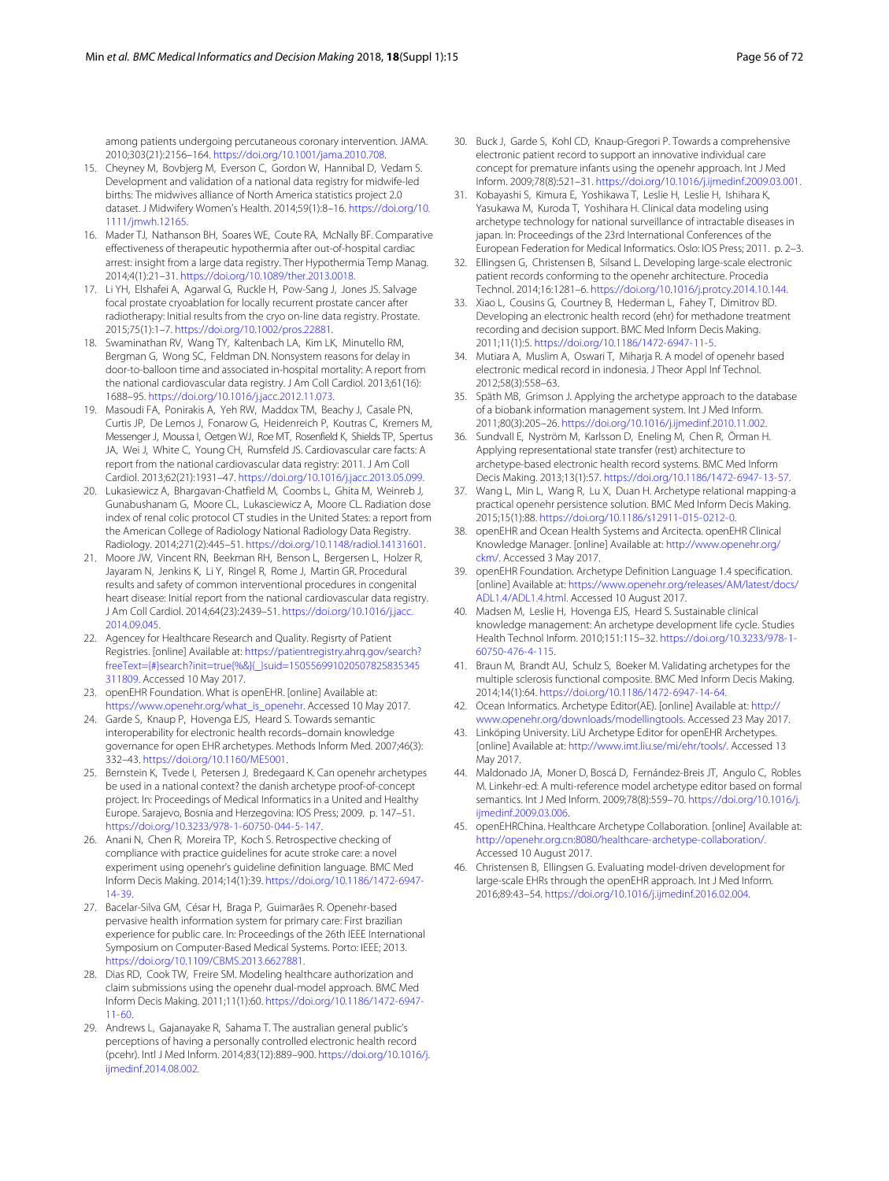among patients undergoing percutaneous coronary intervention. JAMA. 2010;303(21):2156–164. https://doi.org/10.1001/jama.2010.708.

15. Cheyney M, Bovbjerg M, Everson C, Gordon W, Hannibal D, Vedam S. Development and validation of a national data registry for midwife-led births: The midwives alliance of North America statistics project 2.0 dataset. J Midwifery Women's Health. 2014;59(1):8–16. https://doi.org/10.1111/jmwh.12165.
16. Mader TJ, Nathanson BH, Soares WE, Coute RA, McNally BF. Comparative effectiveness of therapeutic hypothermia after out-of-hospital cardiac arrest: insight from a large data registry. Ther Hypothermia Temp Manag. 2014;4(1):21–31. https://doi.org/10.1089/ther.2013.0018.
17. Li YH, Elshafei A, Agarwal G, Ruckle H, Pow-Sang J, Jones JS. Salvage focal prostate cryoablation for locally recurrent prostate cancer after radiotherapy: Initial results from the cryo on-line data registry. Prostate. 2015;75(1):1–7. https://doi.org/10.1002/pros.22881.
18. Swaminathan RV, Wang TY, Kaltenbach LA, Kim LK, Minutello RM, Bergman G, Wong SC, Feldman DN. Nonsystem reasons for delay in door-to-balloon time and associated in-hospital mortality: A report from the national cardiovascular data registry. J Am Coll Cardiol. 2013;61(16):1688–95. https://doi.org/10.1016/j.jacc.2012.11.073.
19. Masoudi FA, Ponirakis A, Yeh RW, Maddox TM, Beachy J, Casale PN, Curtis JP, De Lemos J, Fonarow G, Heidenreich P, Koutras C, Kremers M, Messenger J, Moussa I, Oetgen WJ, Roe MT, Rosenfield K, Shields TP, Spertus JA, Wei J, White C, Young CH, Rumsfeld JS. Cardiovascular care facts: A report from the national cardiovascular data registry: 2011. J Am Coll Cardiol. 2013;62(21):1931–47. https://doi.org/10.1016/j.jacc.2013.05.099.
20. Lukasiewicz A, Bhargavan-Chatfield M, Coombs L, Ghita M, Weinreb J, Gunabushanam G, Moore CL, Lukasciewicz A, Moore CL. Radiation dose index of renal colic protocol CT studies in the United States: a report from the American College of Radiology National Radiology Data Registry. Radiology. 2014;271(2):445–51. https://doi.org/10.1148/radiol.14131601.
21. Moore JW, Vincent RN, Beekman RH, Benson L, Bergersen L, Holzer R, Jayaram N, Jenkins K, Li Y, Ringel R, Rome J, Martin GR. Procedural results and safety of common interventional procedures in congenital heart disease: Initial report from the national cardiovascular data registry. J Am Coll Cardiol. 2014;64(23):2439–51. https://doi.org/10.1016/j.jacc.2014.09.045.
22. Agencey for Healthcare Research and Quality. Regisrty of Patient Registries. [online] Available at: https://patientregistry.ahrq.gov/search?freeText={#}search?init=true{%&}{_}suid=150556991020507825835345311809. Accessed 10 May 2017.
23. openEHR Foundation. What is openEHR. [online] Available at: https://www.openehr.org/what_is_openehr. Accessed 10 May 2017.
24. Garde S, Knaup P, Hovenga EJS, Heard S. Towards semantic interoperability for electronic health records–domain knowledge governance for open EHR archetypes. Methods Inform Med. 2007;46(3):332–43. https://doi.org/10.1160/ME5001.
25. Bernstein K, Tvede I, Petersen J, Bredegaard K. Can openehr archetypes be used in a national context? the danish archetype proof-of-concept project. In: Proceedings of Medical Informatics in a United and Healthy Europe. Sarajevo, Bosnia and Herzegovina: IOS Press; 2009. p. 147–51. https://doi.org/10.3233/978-1-60750-044-5-147.
26. Anani N, Chen R, Moreira TP, Koch S. Retrospective checking of compliance with practice guidelines for acute stroke care: a novel experiment using openehr's guideline definition language. BMC Med Inform Decis Making. 2014;14(1):39. https://doi.org/10.1186/1472-6947-14-39.
27. Bacelar-Silva GM, César H, Braga P, Guimarães R. Openehr-based pervasive health information system for primary care: First brazilian experience for public care. In: Proceedings of the 26th IEEE International Symposium on Computer-Based Medical Systems. Porto: IEEE; 2013. https://doi.org/10.1109/CBMS.2013.6627881.
28. Dias RD, Cook TW, Freire SM. Modeling healthcare authorization and claim submissions using the openehr dual-model approach. BMC Med Inform Decis Making. 2011;11(1):60. https://doi.org/10.1186/1472-6947-11-60.
29. Andrews L, Gajanayake R, Sahama T. The australian general public's perceptions of having a personally controlled electronic health record (pcehr). Intl J Med Inform. 2014;83(12):889–900. https://doi.org/10.1016/j.ijmedinf.2014.08.002.
30. Buck J, Garde S, Kohl CD, Knaup-Gregori P. Towards a comprehensive electronic patient record to support an innovative individual care concept for premature infants using the openehr approach. Int J Med Inform. 2009;78(8):521–31. https://doi.org/10.1016/j.ijmedinf.2009.03.001.
31. Kobayashi S, Kimura E, Yoshikawa T, Leslie H, Leslie H, Ishihara K, Yasukawa M, Kuroda T, Yoshihara H. Clinical data modeling using archetype technology for national surveillance of intractable diseases in japan. In: Proceedings of the 23rd International Conferences of the European Federation for Medical Informatics. Oslo: IOS Press; 2011. p. 2–3.
32. Ellingsen G, Christensen B, Silsand L. Developing large-scale electronic patient records conforming to the openehr architecture. Procedia Technol. 2014;16:1281–6. https://doi.org/10.1016/j.protcy.2014.10.144.
33. Xiao L, Cousins G, Courtney B, Hederman L, Fahey T, Dimitrov BD. Developing an electronic health record (ehr) for methadone treatment recording and decision support. BMC Med Inform Decis Making. 2011;11(1):5. https://doi.org/10.1186/1472-6947-11-5.
34. Mutiara A, Muslim A, Oswari T, Miharja R. A model of openehr based electronic medical record in indonesia. J Theor Appl Inf Technol. 2012;58(3):558–63.
35. Späth MB, Grimson J. Applying the archetype approach to the database of a biobank information management system. Int J Med Inform. 2011;80(3):205–26. https://doi.org/10.1016/j.ijmedinf.2010.11.002.
36. Sundvall E, Nyström M, Karlsson D, Eneling M, Chen R, Örman H. Applying representational state transfer (rest) architecture to archetype-based electronic health record systems. BMC Med Inform Decis Making. 2013;13(1):57. https://doi.org/10.1186/1472-6947-13-57.
37. Wang L, Min L, Wang R, Lu X, Duan H. Archetype relational mapping-a practical openehr persistence solution. BMC Med Inform Decis Making. 2015;15(1):88. https://doi.org/10.1186/s12911-015-0212-0.
38. openEHR and Ocean Health Systems and Arcitecta. openEHR Clinical Knowledge Manager. [online] Available at: http://www.openehr.org/ckm/. Accessed 3 May 2017.
39. openEHR Foundation. Archetype Definition Language 1.4 specification. [online] Available at: https://www.openehr.org/releases/AM/latest/docs/ADL1.4/ADL1.4.html. Accessed 10 August 2017.
40. Madsen M, Leslie H, Hovenga EJS, Heard S. Sustainable clinical knowledge management: An archetype development life cycle. Studies Health Technol Inform. 2010;151:115–32. https://doi.org/10.3233/978-1-60750-476-4-115.
41. Braun M, Brandt AU, Schulz S, Boeker M. Validating archetypes for the multiple sclerosis functional composite. BMC Med Inform Decis Making. 2014;14(1):64. https://doi.org/10.1186/1472-6947-14-64.
42. Ocean Informatics. Archetype Editor(AE). [online] Available at: http://www.openehr.org/downloads/modellingtools. Accessed 23 May 2017.
43. Linköping University. LiU Archetype Editor for openEHR Archetypes. [online] Available at: http://www.imt.liu.se/mi/ehr/tools/. Accessed 13 May 2017.
44. Maldonado JA, Moner D, Boscá D, Fernández-Breis JT, Angulo C, Robles M. Linkehr-ed: A multi-reference model archetype editor based on formal semantics. Int J Med Inform. 2009;78(8):559–70. https://doi.org/10.1016/j.ijmedinf.2009.03.006.
45. openEHRChina. Healthcare Archetype Collaboration. [online] Available at: http://openehr.org.cn:8080/healthcare-archetype-collaboration/. Accessed 10 August 2017.
46. Christensen B, Ellingsen G. Evaluating model-driven development for large-scale EHRs through the openEHR approach. Int J Med Inform. 2016;89:43–54. https://doi.org/10.1016/j.ijmedinf.2016.02.004.